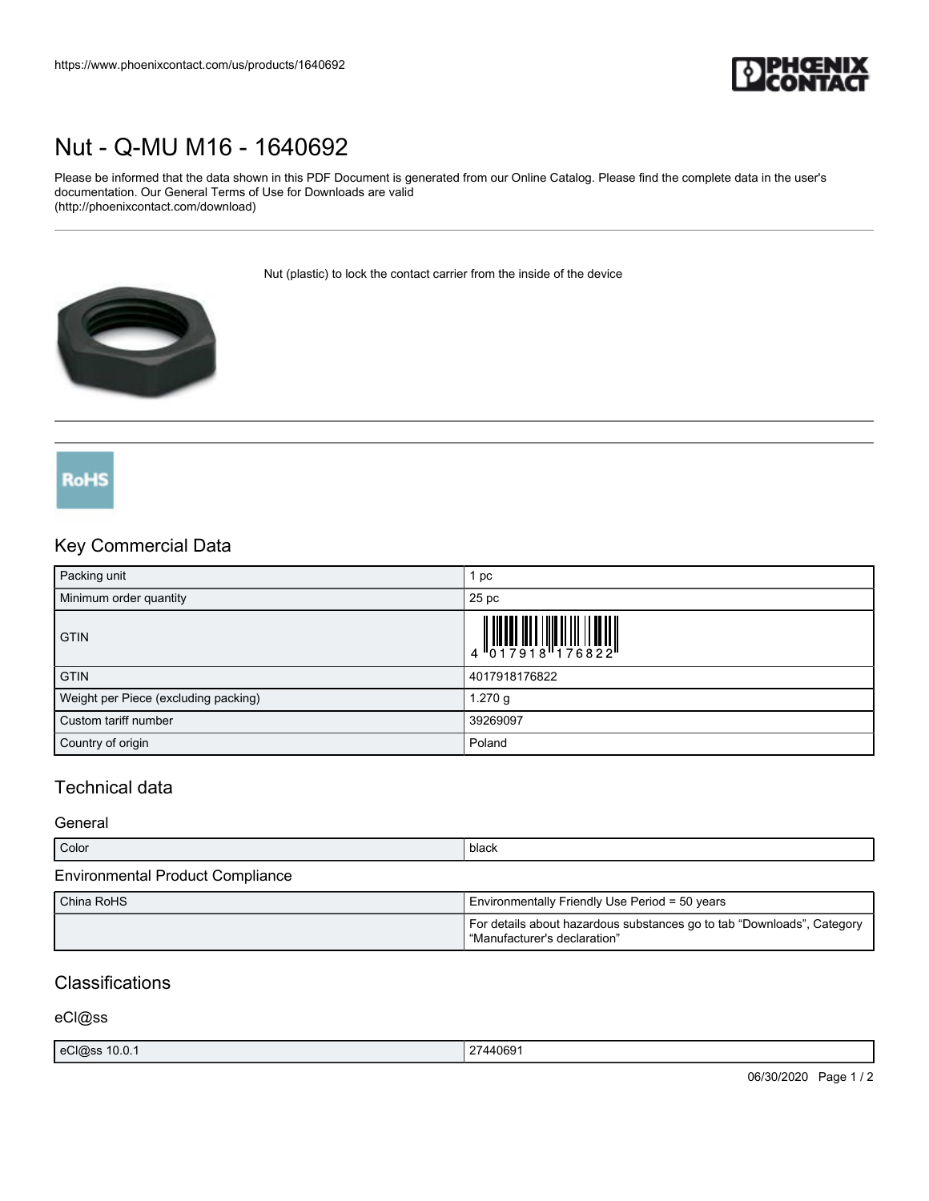# Nut - Q-MU M16 - 1640692

Please be informed that the data shown in this PDF Document is generated from our Online Catalog. Please find the complete data in the user's documentation. Our General Terms of Use for Downloads are valid (http://phoenixcontact.com/download)

Nut (plastic) to lock the contact carrier from the inside of the device

## Key Commercial Data

| | |
|---|---|
| Packing unit | 1 pc |
| Minimum order quantity | 25 pc |
| GTIN | 4 017918 176822 |
| GTIN | 4017918176822 |
| Weight per Piece (excluding packing) | 1.270 g |
| Custom tariff number | 39269097 |
| Country of origin | Poland |

## Technical data

### General

| | |
|---|---|
| Color | black |

### Environmental Product Compliance

| | |
|---|---|
| China RoHS | Environmentally Friendly Use Period = 50 years |
| | For details about hazardous substances go to tab “Downloads”, Category “Manufacturer's declaration” |

## Classifications

### eCl@ss

| | |
|---|---|
| eCl@ss 10.0.1 | 27440691 |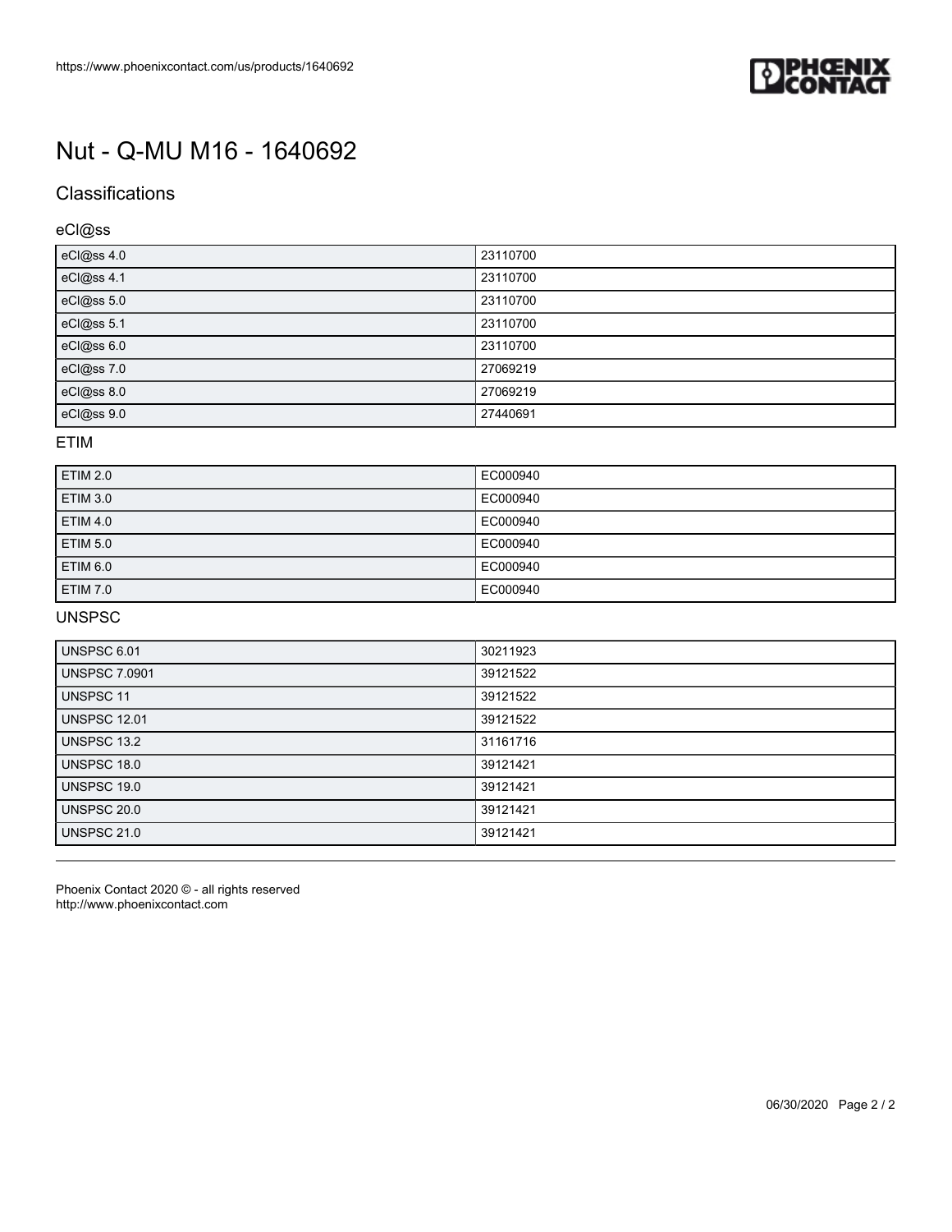# Nut - Q-MU M16 - 1640692

## Classifications

### eCl@ss

| | |
|---|---|
| eCl@ss 4.0 | 23110700 |
| eCl@ss 4.1 | 23110700 |
| eCl@ss 5.0 | 23110700 |
| eCl@ss 5.1 | 23110700 |
| eCl@ss 6.0 | 23110700 |
| eCl@ss 7.0 | 27069219 |
| eCl@ss 8.0 | 27069219 |
| eCl@ss 9.0 | 27440691 |

### ETIM

| | |
|---|---|
| ETIM 2.0 | EC000940 |
| ETIM 3.0 | EC000940 |
| ETIM 4.0 | EC000940 |
| ETIM 5.0 | EC000940 |
| ETIM 6.0 | EC000940 |
| ETIM 7.0 | EC000940 |

### UNSPSC

| | |
|---|---|
| UNSPSC 6.01 | 30211923 |
| UNSPSC 7.0901 | 39121522 |
| UNSPSC 11 | 39121522 |
| UNSPSC 12.01 | 39121522 |
| UNSPSC 13.2 | 31161716 |
| UNSPSC 18.0 | 39121421 |
| UNSPSC 19.0 | 39121421 |
| UNSPSC 20.0 | 39121421 |
| UNSPSC 21.0 | 39121421 |

Phoenix Contact 2020 © - all rights reserved
http://www.phoenixcontact.com